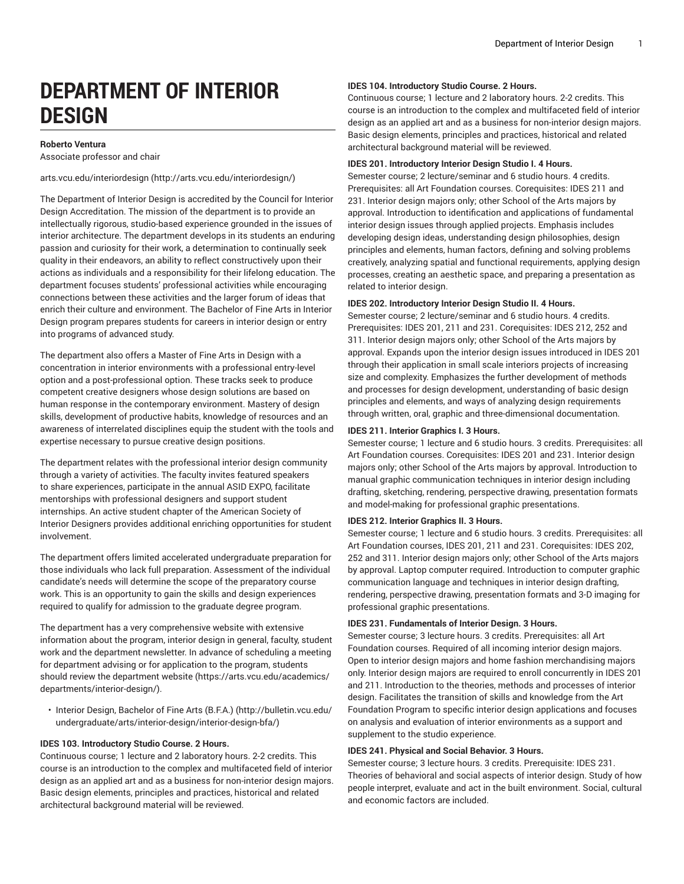# DEPARTMENT OF INTERIOR DESIGN

**Roberto Ventura**
Associate professor and chair

arts.vcu.edu/interiordesign (http://arts.vcu.edu/interiordesign/)

The Department of Interior Design is accredited by the Council for Interior Design Accreditation. The mission of the department is to provide an intellectually rigorous, studio-based experience grounded in the issues of interior architecture. The department develops in its students an enduring passion and curiosity for their work, a determination to continually seek quality in their endeavors, an ability to reflect constructively upon their actions as individuals and a responsibility for their lifelong education. The department focuses students' professional activities while encouraging connections between these activities and the larger forum of ideas that enrich their culture and environment. The Bachelor of Fine Arts in Interior Design program prepares students for careers in interior design or entry into programs of advanced study.

The department also offers a Master of Fine Arts in Design with a concentration in interior environments with a professional entry-level option and a post-professional option. These tracks seek to produce competent creative designers whose design solutions are based on human response in the contemporary environment. Mastery of design skills, development of productive habits, knowledge of resources and an awareness of interrelated disciplines equip the student with the tools and expertise necessary to pursue creative design positions.

The department relates with the professional interior design community through a variety of activities. The faculty invites featured speakers to share experiences, participate in the annual ASID EXPO, facilitate mentorships with professional designers and support student internships. An active student chapter of the American Society of Interior Designers provides additional enriching opportunities for student involvement.

The department offers limited accelerated undergraduate preparation for those individuals who lack full preparation. Assessment of the individual candidate's needs will determine the scope of the preparatory course work. This is an opportunity to gain the skills and design experiences required to qualify for admission to the graduate degree program.

The department has a very comprehensive website with extensive information about the program, interior design in general, faculty, student work and the department newsletter. In advance of scheduling a meeting for department advising or for application to the program, students should review the department website (https://arts.vcu.edu/academics/departments/interior-design/).

- Interior Design, Bachelor of Fine Arts (B.F.A.) (http://bulletin.vcu.edu/undergraduate/arts/interior-design/interior-design-bfa/)

**IDES 103. Introductory Studio Course. 2 Hours.**
Continuous course; 1 lecture and 2 laboratory hours. 2-2 credits. This course is an introduction to the complex and multifaceted field of interior design as an applied art and as a business for non-interior design majors. Basic design elements, principles and practices, historical and related architectural background material will be reviewed.

**IDES 104. Introductory Studio Course. 2 Hours.**
Continuous course; 1 lecture and 2 laboratory hours. 2-2 credits. This course is an introduction to the complex and multifaceted field of interior design as an applied art and as a business for non-interior design majors. Basic design elements, principles and practices, historical and related architectural background material will be reviewed.

**IDES 201. Introductory Interior Design Studio I. 4 Hours.**
Semester course; 2 lecture/seminar and 6 studio hours. 4 credits. Prerequisites: all Art Foundation courses. Corequisites: IDES 211 and 231. Interior design majors only; other School of the Arts majors by approval. Introduction to identification and applications of fundamental interior design issues through applied projects. Emphasis includes developing design ideas, understanding design philosophies, design principles and elements, human factors, defining and solving problems creatively, analyzing spatial and functional requirements, applying design processes, creating an aesthetic space, and preparing a presentation as related to interior design.

**IDES 202. Introductory Interior Design Studio II. 4 Hours.**
Semester course; 2 lecture/seminar and 6 studio hours. 4 credits. Prerequisites: IDES 201, 211 and 231. Corequisites: IDES 212, 252 and 311. Interior design majors only; other School of the Arts majors by approval. Expands upon the interior design issues introduced in IDES 201 through their application in small scale interiors projects of increasing size and complexity. Emphasizes the further development of methods and processes for design development, understanding of basic design principles and elements, and ways of analyzing design requirements through written, oral, graphic and three-dimensional documentation.

**IDES 211. Interior Graphics I. 3 Hours.**
Semester course; 1 lecture and 6 studio hours. 3 credits. Prerequisites: all Art Foundation courses. Corequisites: IDES 201 and 231. Interior design majors only; other School of the Arts majors by approval. Introduction to manual graphic communication techniques in interior design including drafting, sketching, rendering, perspective drawing, presentation formats and model-making for professional graphic presentations.

**IDES 212. Interior Graphics II. 3 Hours.**
Semester course; 1 lecture and 6 studio hours. 3 credits. Prerequisites: all Art Foundation courses, IDES 201, 211 and 231. Corequisites: IDES 202, 252 and 311. Interior design majors only; other School of the Arts majors by approval. Laptop computer required. Introduction to computer graphic communication language and techniques in interior design drafting, rendering, perspective drawing, presentation formats and 3-D imaging for professional graphic presentations.

**IDES 231. Fundamentals of Interior Design. 3 Hours.**
Semester course; 3 lecture hours. 3 credits. Prerequisites: all Art Foundation courses. Required of all incoming interior design majors. Open to interior design majors and home fashion merchandising majors only. Interior design majors are required to enroll concurrently in IDES 201 and 211. Introduction to the theories, methods and processes of interior design. Facilitates the transition of skills and knowledge from the Art Foundation Program to specific interior design applications and focuses on analysis and evaluation of interior environments as a support and supplement to the studio experience.

**IDES 241. Physical and Social Behavior. 3 Hours.**
Semester course; 3 lecture hours. 3 credits. Prerequisite: IDES 231. Theories of behavioral and social aspects of interior design. Study of how people interpret, evaluate and act in the built environment. Social, cultural and economic factors are included.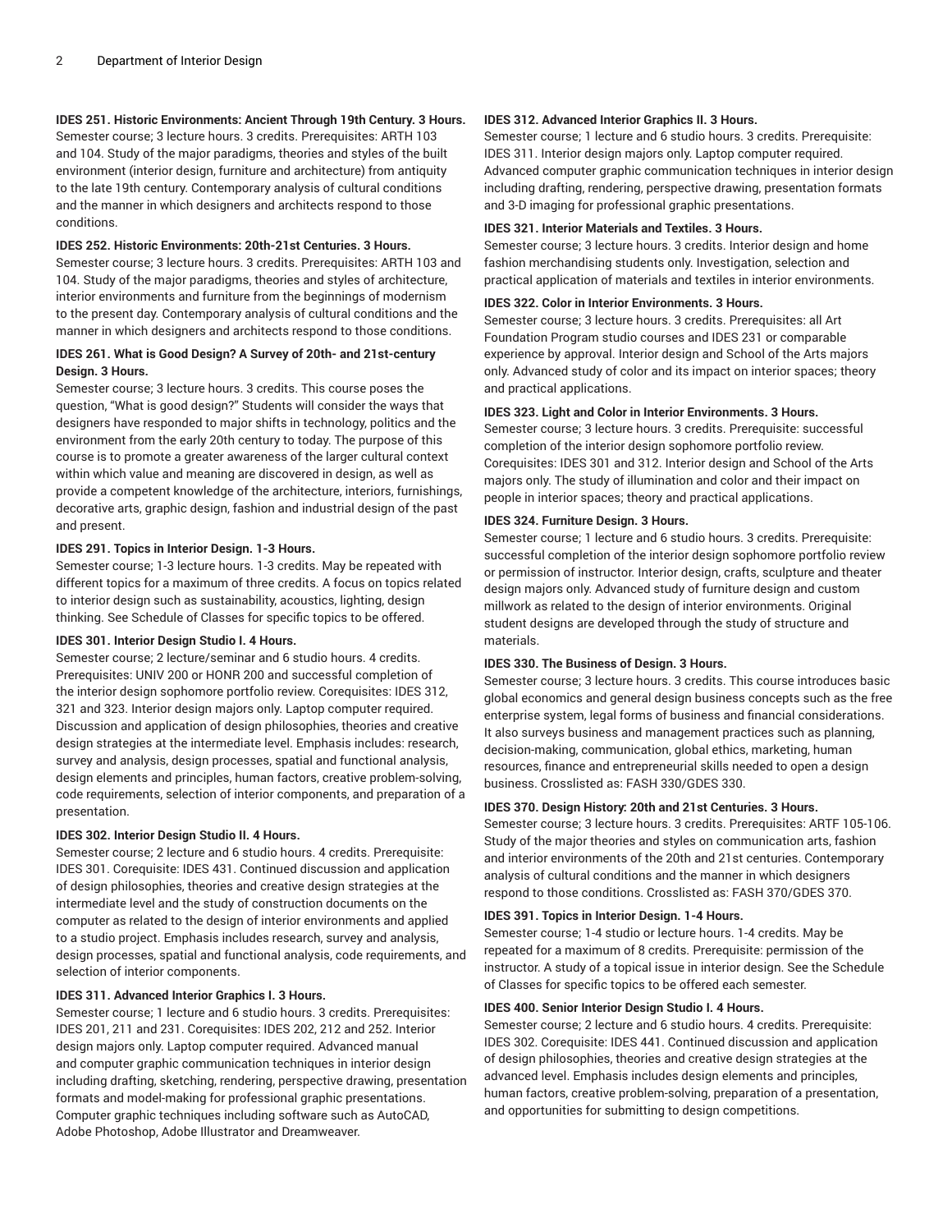**IDES 251. Historic Environments: Ancient Through 19th Century. 3 Hours.**
Semester course; 3 lecture hours. 3 credits. Prerequisites: ARTH 103 and 104. Study of the major paradigms, theories and styles of the built environment (interior design, furniture and architecture) from antiquity to the late 19th century. Contemporary analysis of cultural conditions and the manner in which designers and architects respond to those conditions.

**IDES 252. Historic Environments: 20th-21st Centuries. 3 Hours.**
Semester course; 3 lecture hours. 3 credits. Prerequisites: ARTH 103 and 104. Study of the major paradigms, theories and styles of architecture, interior environments and furniture from the beginnings of modernism to the present day. Contemporary analysis of cultural conditions and the manner in which designers and architects respond to those conditions.

**IDES 261. What is Good Design? A Survey of 20th- and 21st-century Design. 3 Hours.**
Semester course; 3 lecture hours. 3 credits. This course poses the question, "What is good design?" Students will consider the ways that designers have responded to major shifts in technology, politics and the environment from the early 20th century to today. The purpose of this course is to promote a greater awareness of the larger cultural context within which value and meaning are discovered in design, as well as provide a competent knowledge of the architecture, interiors, furnishings, decorative arts, graphic design, fashion and industrial design of the past and present.

**IDES 291. Topics in Interior Design. 1-3 Hours.**
Semester course; 1-3 lecture hours. 1-3 credits. May be repeated with different topics for a maximum of three credits. A focus on topics related to interior design such as sustainability, acoustics, lighting, design thinking. See Schedule of Classes for specific topics to be offered.

**IDES 301. Interior Design Studio I. 4 Hours.**
Semester course; 2 lecture/seminar and 6 studio hours. 4 credits. Prerequisites: UNIV 200 or HONR 200 and successful completion of the interior design sophomore portfolio review. Corequisites: IDES 312, 321 and 323. Interior design majors only. Laptop computer required. Discussion and application of design philosophies, theories and creative design strategies at the intermediate level. Emphasis includes: research, survey and analysis, design processes, spatial and functional analysis, design elements and principles, human factors, creative problem-solving, code requirements, selection of interior components, and preparation of a presentation.

**IDES 302. Interior Design Studio II. 4 Hours.**
Semester course; 2 lecture and 6 studio hours. 4 credits. Prerequisite: IDES 301. Corequisite: IDES 431. Continued discussion and application of design philosophies, theories and creative design strategies at the intermediate level and the study of construction documents on the computer as related to the design of interior environments and applied to a studio project. Emphasis includes research, survey and analysis, design processes, spatial and functional analysis, code requirements, and selection of interior components.

**IDES 311. Advanced Interior Graphics I. 3 Hours.**
Semester course; 1 lecture and 6 studio hours. 3 credits. Prerequisites: IDES 201, 211 and 231. Corequisites: IDES 202, 212 and 252. Interior design majors only. Laptop computer required. Advanced manual and computer graphic communication techniques in interior design including drafting, sketching, rendering, perspective drawing, presentation formats and model-making for professional graphic presentations. Computer graphic techniques including software such as AutoCAD, Adobe Photoshop, Adobe Illustrator and Dreamweaver.

**IDES 312. Advanced Interior Graphics II. 3 Hours.**
Semester course; 1 lecture and 6 studio hours. 3 credits. Prerequisite: IDES 311. Interior design majors only. Laptop computer required. Advanced computer graphic communication techniques in interior design including drafting, rendering, perspective drawing, presentation formats and 3-D imaging for professional graphic presentations.

**IDES 321. Interior Materials and Textiles. 3 Hours.**
Semester course; 3 lecture hours. 3 credits. Interior design and home fashion merchandising students only. Investigation, selection and practical application of materials and textiles in interior environments.

**IDES 322. Color in Interior Environments. 3 Hours.**
Semester course; 3 lecture hours. 3 credits. Prerequisites: all Art Foundation Program studio courses and IDES 231 or comparable experience by approval. Interior design and School of the Arts majors only. Advanced study of color and its impact on interior spaces; theory and practical applications.

**IDES 323. Light and Color in Interior Environments. 3 Hours.**
Semester course; 3 lecture hours. 3 credits. Prerequisite: successful completion of the interior design sophomore portfolio review. Corequisites: IDES 301 and 312. Interior design and School of the Arts majors only. The study of illumination and color and their impact on people in interior spaces; theory and practical applications.

**IDES 324. Furniture Design. 3 Hours.**
Semester course; 1 lecture and 6 studio hours. 3 credits. Prerequisite: successful completion of the interior design sophomore portfolio review or permission of instructor. Interior design, crafts, sculpture and theater design majors only. Advanced study of furniture design and custom millwork as related to the design of interior environments. Original student designs are developed through the study of structure and materials.

**IDES 330. The Business of Design. 3 Hours.**
Semester course; 3 lecture hours. 3 credits. This course introduces basic global economics and general design business concepts such as the free enterprise system, legal forms of business and financial considerations. It also surveys business and management practices such as planning, decision-making, communication, global ethics, marketing, human resources, finance and entrepreneurial skills needed to open a design business. Crosslisted as: FASH 330/GDES 330.

**IDES 370. Design History: 20th and 21st Centuries. 3 Hours.**
Semester course; 3 lecture hours. 3 credits. Prerequisites: ARTF 105-106. Study of the major theories and styles on communication arts, fashion and interior environments of the 20th and 21st centuries. Contemporary analysis of cultural conditions and the manner in which designers respond to those conditions. Crosslisted as: FASH 370/GDES 370.

**IDES 391. Topics in Interior Design. 1-4 Hours.**
Semester course; 1-4 studio or lecture hours. 1-4 credits. May be repeated for a maximum of 8 credits. Prerequisite: permission of the instructor. A study of a topical issue in interior design. See the Schedule of Classes for specific topics to be offered each semester.

**IDES 400. Senior Interior Design Studio I. 4 Hours.**
Semester course; 2 lecture and 6 studio hours. 4 credits. Prerequisite: IDES 302. Corequisite: IDES 441. Continued discussion and application of design philosophies, theories and creative design strategies at the advanced level. Emphasis includes design elements and principles, human factors, creative problem-solving, preparation of a presentation, and opportunities for submitting to design competitions.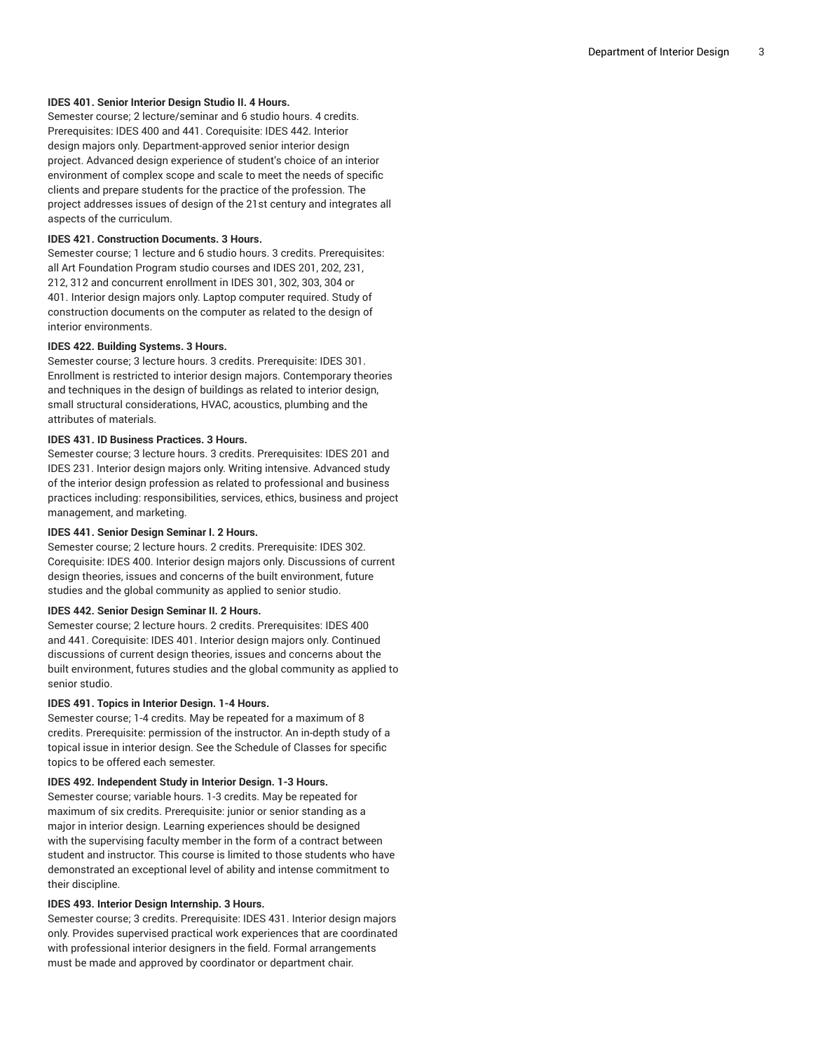**IDES 401. Senior Interior Design Studio II. 4 Hours.**

Semester course; 2 lecture/seminar and 6 studio hours. 4 credits. Prerequisites: IDES 400 and 441. Corequisite: IDES 442. Interior design majors only. Department-approved senior interior design project. Advanced design experience of student's choice of an interior environment of complex scope and scale to meet the needs of specific clients and prepare students for the practice of the profession. The project addresses issues of design of the 21st century and integrates all aspects of the curriculum.

**IDES 421. Construction Documents. 3 Hours.**

Semester course; 1 lecture and 6 studio hours. 3 credits. Prerequisites: all Art Foundation Program studio courses and IDES 201, 202, 231, 212, 312 and concurrent enrollment in IDES 301, 302, 303, 304 or 401. Interior design majors only. Laptop computer required. Study of construction documents on the computer as related to the design of interior environments.

**IDES 422. Building Systems. 3 Hours.**

Semester course; 3 lecture hours. 3 credits. Prerequisite: IDES 301. Enrollment is restricted to interior design majors. Contemporary theories and techniques in the design of buildings as related to interior design, small structural considerations, HVAC, acoustics, plumbing and the attributes of materials.

**IDES 431. ID Business Practices. 3 Hours.**

Semester course; 3 lecture hours. 3 credits. Prerequisites: IDES 201 and IDES 231. Interior design majors only. Writing intensive. Advanced study of the interior design profession as related to professional and business practices including: responsibilities, services, ethics, business and project management, and marketing.

**IDES 441. Senior Design Seminar I. 2 Hours.**

Semester course; 2 lecture hours. 2 credits. Prerequisite: IDES 302. Corequisite: IDES 400. Interior design majors only. Discussions of current design theories, issues and concerns of the built environment, future studies and the global community as applied to senior studio.

**IDES 442. Senior Design Seminar II. 2 Hours.**

Semester course; 2 lecture hours. 2 credits. Prerequisites: IDES 400 and 441. Corequisite: IDES 401. Interior design majors only. Continued discussions of current design theories, issues and concerns about the built environment, futures studies and the global community as applied to senior studio.

**IDES 491. Topics in Interior Design. 1-4 Hours.**

Semester course; 1-4 credits. May be repeated for a maximum of 8 credits. Prerequisite: permission of the instructor. An in-depth study of a topical issue in interior design. See the Schedule of Classes for specific topics to be offered each semester.

**IDES 492. Independent Study in Interior Design. 1-3 Hours.**

Semester course; variable hours. 1-3 credits. May be repeated for maximum of six credits. Prerequisite: junior or senior standing as a major in interior design. Learning experiences should be designed with the supervising faculty member in the form of a contract between student and instructor. This course is limited to those students who have demonstrated an exceptional level of ability and intense commitment to their discipline.

**IDES 493. Interior Design Internship. 3 Hours.**

Semester course; 3 credits. Prerequisite: IDES 431. Interior design majors only. Provides supervised practical work experiences that are coordinated with professional interior designers in the field. Formal arrangements must be made and approved by coordinator or department chair.